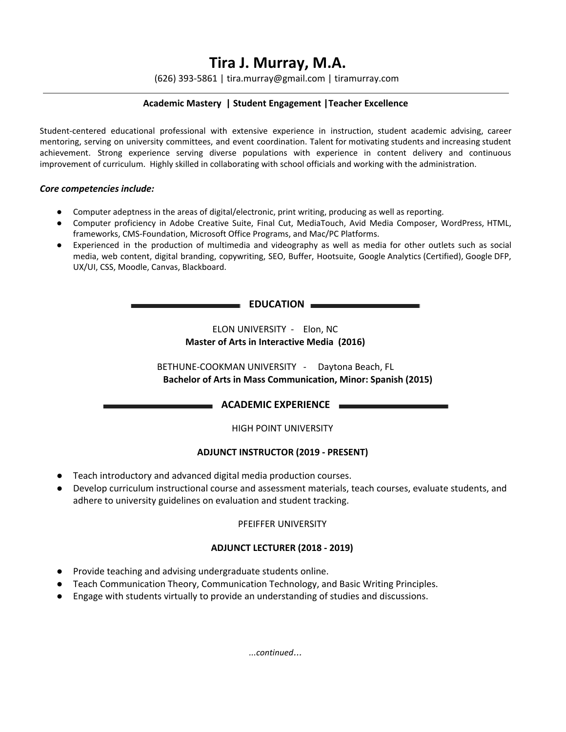# Tira J. Murray, M.A.

(626) 393-5861 | tira.murray@gmail.com | tiramurray.com

**Academic Mastery | Student Engagement | Teacher Excellence**

Student-centered educational professional with extensive experience in instruction, student academic advising, career mentoring, serving on university committees, and event coordination. Talent for motivating students and increasing student achievement. Strong experience serving diverse populations with experience in content delivery and continuous improvement of curriculum. Highly skilled in collaborating with school officials and working with the administration.

***Core competencies include:***

- Computer adeptness in the areas of digital/electronic, print writing, producing as well as reporting.
- Computer proficiency in Adobe Creative Suite, Final Cut, MediaTouch, Avid Media Composer, WordPress, HTML, frameworks, CMS-Foundation, Microsoft Office Programs, and Mac/PC Platforms.
- Experienced in the production of multimedia and videography as well as media for other outlets such as social media, web content, digital branding, copywriting, SEO, Buffer, Hootsuite, Google Analytics (Certified), Google DFP, UX/UI, CSS, Moodle, Canvas, Blackboard.

## EDUCATION

ELON UNIVERSITY - Elon, NC
**Master of Arts in Interactive Media (2016)**

BETHUNE-COOKMAN UNIVERSITY - Daytona Beach, FL
**Bachelor of Arts in Mass Communication, Minor: Spanish (2015)**

## ACADEMIC EXPERIENCE

HIGH POINT UNIVERSITY

**ADJUNCT INSTRUCTOR (2019 - PRESENT)**

- Teach introductory and advanced digital media production courses.
- Develop curriculum instructional course and assessment materials, teach courses, evaluate students, and adhere to university guidelines on evaluation and student tracking.

PFEIFFER UNIVERSITY

**ADJUNCT LECTURER (2018 - 2019)**

- Provide teaching and advising undergraduate students online.
- Teach Communication Theory, Communication Technology, and Basic Writing Principles.
- Engage with students virtually to provide an understanding of studies and discussions.

*...continued…*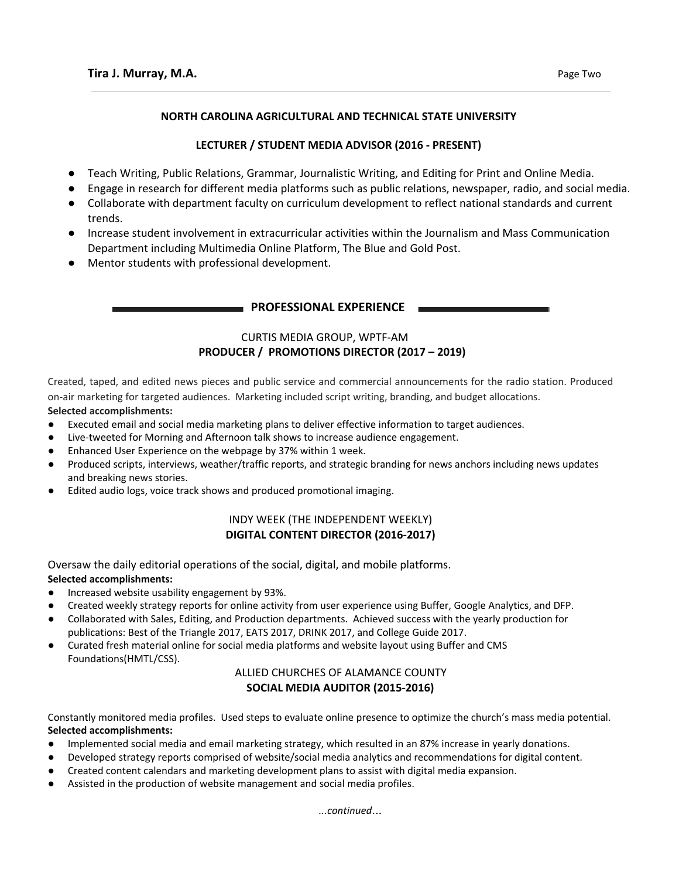**NORTH CAROLINA AGRICULTURAL AND TECHNICAL STATE UNIVERSITY**

**LECTURER / STUDENT MEDIA ADVISOR (2016 - PRESENT)**

- Teach Writing, Public Relations, Grammar, Journalistic Writing, and Editing for Print and Online Media.
- Engage in research for different media platforms such as public relations, newspaper, radio, and social media.
- Collaborate with department faculty on curriculum development to reflect national standards and current trends.
- Increase student involvement in extracurricular activities within the Journalism and Mass Communication Department including Multimedia Online Platform, The Blue and Gold Post.
- Mentor students with professional development.

## PROFESSIONAL EXPERIENCE

CURTIS MEDIA GROUP, WPTF-AM
**PRODUCER / PROMOTIONS DIRECTOR (2017 – 2019)**

Created, taped, and edited news pieces and public service and commercial announcements for the radio station. Produced on-air marketing for targeted audiences. Marketing included script writing, branding, and budget allocations.

**Selected accomplishments:**

- Executed email and social media marketing plans to deliver effective information to target audiences.
- Live-tweeted for Morning and Afternoon talk shows to increase audience engagement.
- Enhanced User Experience on the webpage by 37% within 1 week.
- Produced scripts, interviews, weather/traffic reports, and strategic branding for news anchors including news updates and breaking news stories.
- Edited audio logs, voice track shows and produced promotional imaging.

INDY WEEK (THE INDEPENDENT WEEKLY)
**DIGITAL CONTENT DIRECTOR (2016-2017)**

Oversaw the daily editorial operations of the social, digital, and mobile platforms.

**Selected accomplishments:**

- Increased website usability engagement by 93%.
- Created weekly strategy reports for online activity from user experience using Buffer, Google Analytics, and DFP.
- Collaborated with Sales, Editing, and Production departments. Achieved success with the yearly production for publications: Best of the Triangle 2017, EATS 2017, DRINK 2017, and College Guide 2017.
- Curated fresh material online for social media platforms and website layout using Buffer and CMS Foundations(HMTL/CSS).

ALLIED CHURCHES OF ALAMANCE COUNTY
**SOCIAL MEDIA AUDITOR (2015-2016)**

Constantly monitored media profiles. Used steps to evaluate online presence to optimize the church's mass media potential.

**Selected accomplishments:**

- Implemented social media and email marketing strategy, which resulted in an 87% increase in yearly donations.
- Developed strategy reports comprised of website/social media analytics and recommendations for digital content.
- Created content calendars and marketing development plans to assist with digital media expansion.
- Assisted in the production of website management and social media profiles.

*...continued…*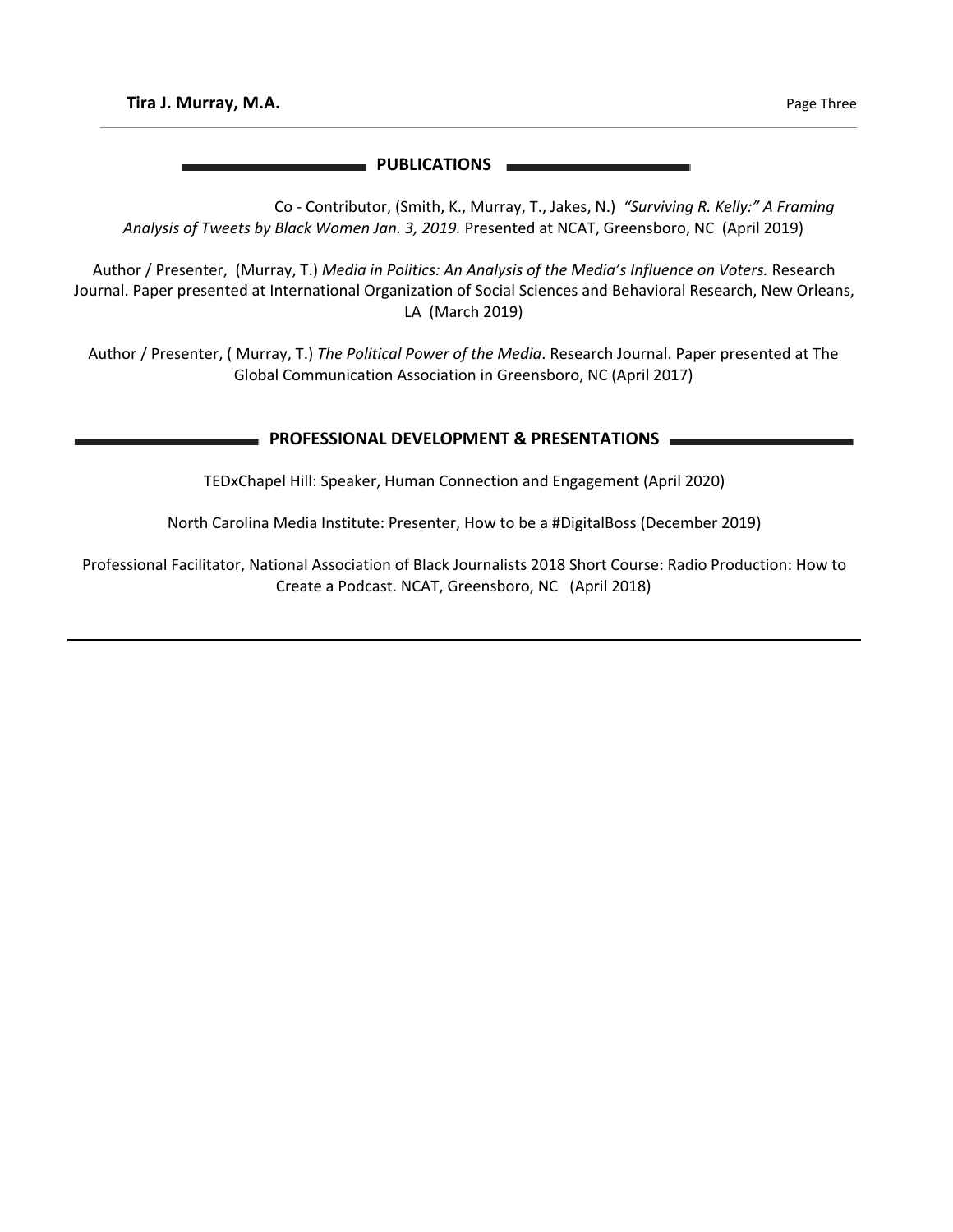## PUBLICATIONS

Co - Contributor, (Smith, K., Murray, T., Jakes, N.) *"Surviving R. Kelly:" A Framing Analysis of Tweets by Black Women Jan. 3, 2019.* Presented at NCAT, Greensboro, NC (April 2019)

Author / Presenter, (Murray, T.) *Media in Politics: An Analysis of the Media's Influence on Voters.* Research Journal. Paper presented at International Organization of Social Sciences and Behavioral Research, New Orleans, LA (March 2019)

Author / Presenter, ( Murray, T.) *The Political Power of the Media*. Research Journal. Paper presented at The Global Communication Association in Greensboro, NC (April 2017)

## PROFESSIONAL DEVELOPMENT & PRESENTATIONS

TEDxChapel Hill: Speaker, Human Connection and Engagement (April 2020)

North Carolina Media Institute: Presenter, How to be a #DigitalBoss (December 2019)

Professional Facilitator, National Association of Black Journalists 2018 Short Course: Radio Production: How to Create a Podcast. NCAT, Greensboro, NC (April 2018)